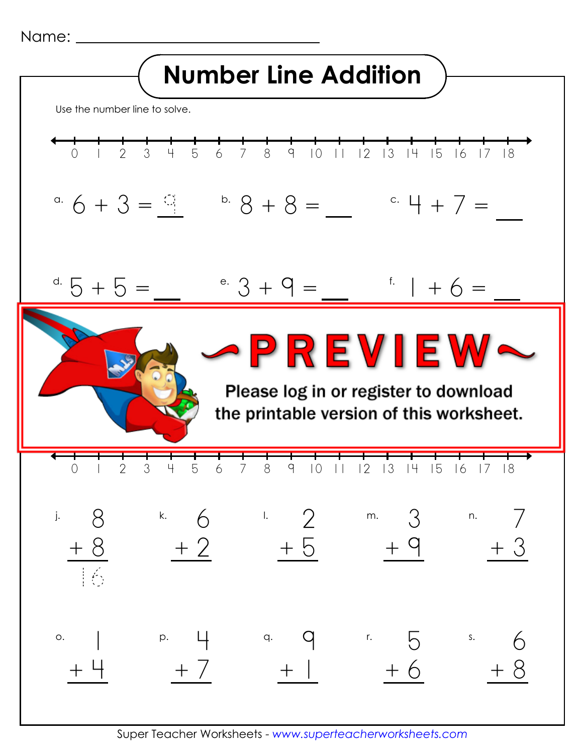Name: ______________________________

# Number Line Addition

Use the number line to solve.

0 1 2 3 4 5 6 7 8 9 10 11 12 13 14 15 16 17 18

a. $6 + 3 = $ 9

b. $8 + 8 = $ ___

c. $4 + 7 = $ ___

d. $5 + 5 = $ ___

e. $3 + 9 = $ ___

f. $1 + 6 = $ ___

~PREVIEW~

**Please log in or register to download the printable version of this worksheet.**

0 1 2 3 4 5 6 7 8 9 10 11 12 13 14 15 16 17 18

j. $8 + 8 = $ 16

k. $6 + 2 = $ ___

l. $2 + 5 = $ ___

m. $3 + 9 = $ ___

n. $7 + 3 = $ ___

o. $1 + 4 = $ ___

p. $4 + 7 = $ ___

q. $9 + 1 = $ ___

r. $5 + 6 = $ ___

s. $6 + 8 = $ ___

Super Teacher Worksheets - *www.superteacherworksheets.com*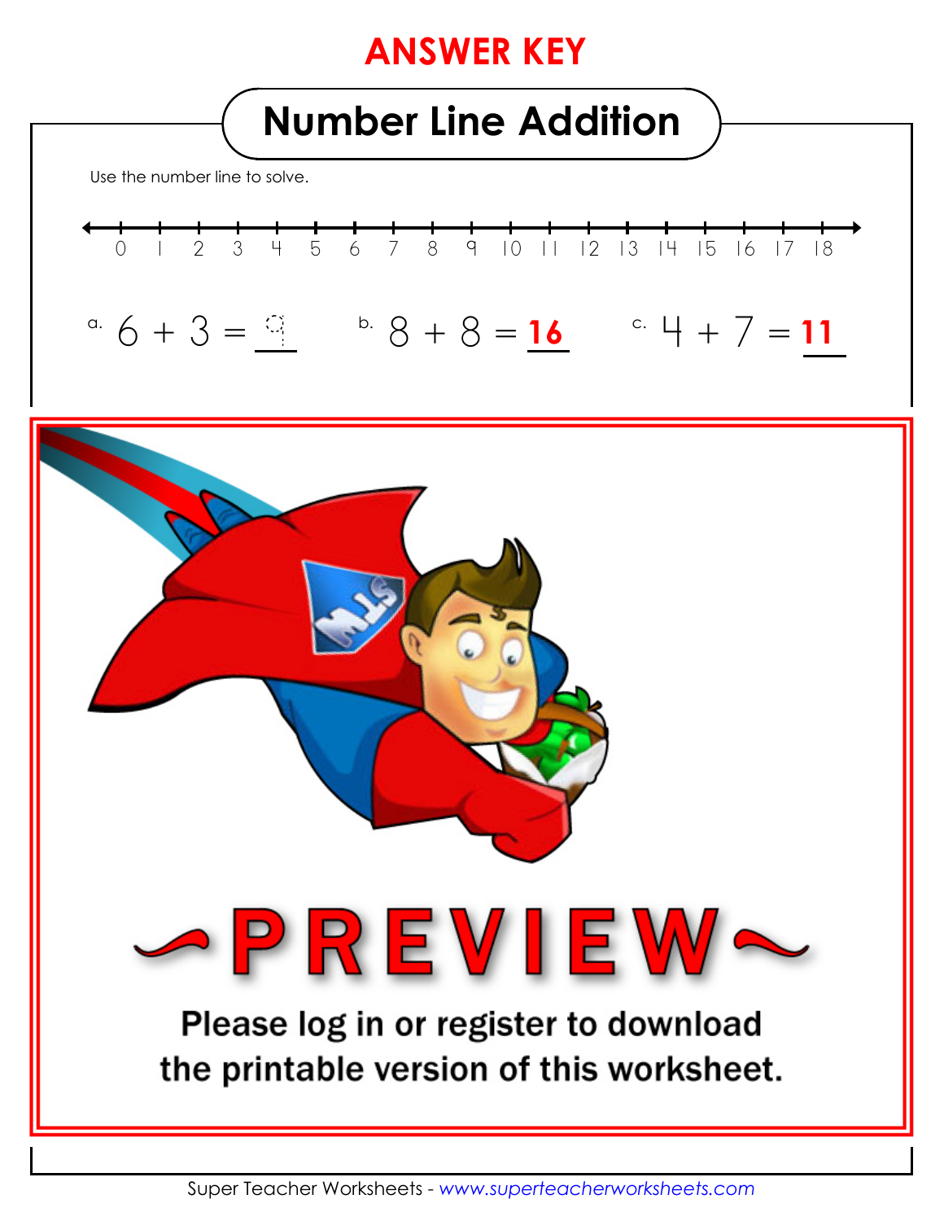# ANSWER KEY

## Number Line Addition

Use the number line to solve.

0 1 2 3 4 5 6 7 8 9 10 11 12 13 14 15 16 17 18

a. $6 + 3 =$ 9

b. $8 + 8 =$ **16**

c. $4 + 7 =$ **11**

~PREVIEW~

Please log in or register to download the printable version of this worksheet.

Super Teacher Worksheets - www.superteacherworksheets.com